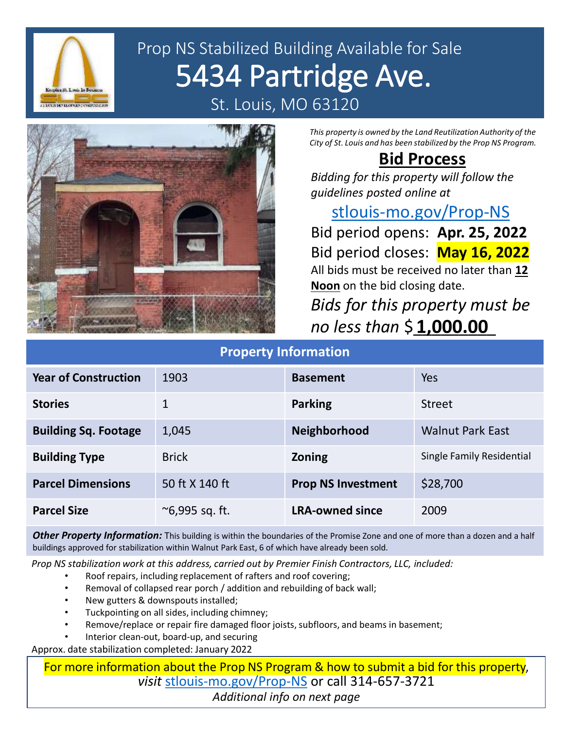# Prop NS Stabilized Building Available for Sale

# 5434 Partridge Ave.

## St. Louis, MO 63120

*This property is owned by the Land Reutilization Authority of the City of St. Louis and has been stabilized by the Prop NS Program.*

## Bid Process

*Bidding for this property will follow the guidelines posted online at*

stlouis-mo.gov/Prop-NS

Bid period opens: **Apr. 25, 2022**

Bid period closes: **May 16, 2022**

All bids must be received no later than **12 Noon** on the bid closing date.

*Bids for this property must be no less than* $**1,000.00**

## Property Information

| Year of Construction | 1903 | Basement | Yes |
|---|---|---|---|
| Stories | 1 | Parking | Street |
| Building Sq. Footage | 1,045 | Neighborhood | Walnut Park East |
| Building Type | Brick | Zoning | Single Family Residential |
| Parcel Dimensions | 50 ft X 140 ft | Prop NS Investment | $28,700 |
| Parcel Size | ~6,995 sq. ft. | LRA-owned since | 2009 |

***Other Property Information:*** This building is within the boundaries of the Promise Zone and one of more than a dozen and a half buildings approved for stabilization within Walnut Park East, 6 of which have already been sold.

*Prop NS stabilization work at this address, carried out by Premier Finish Contractors, LLC, included:*

- Roof repairs, including replacement of rafters and roof covering;
- Removal of collapsed rear porch / addition and rebuilding of back wall;
- New gutters & downspouts installed;
- Tuckpointing on all sides, including chimney;
- Remove/replace or repair fire damaged floor joists, subfloors, and beams in basement;
- Interior clean-out, board-up, and securing

Approx. date stabilization completed: January 2022

For more information about the Prop NS Program & how to submit a bid for this property, *visit* stlouis-mo.gov/Prop-NS or call 314-657-3721

*Additional info on next page*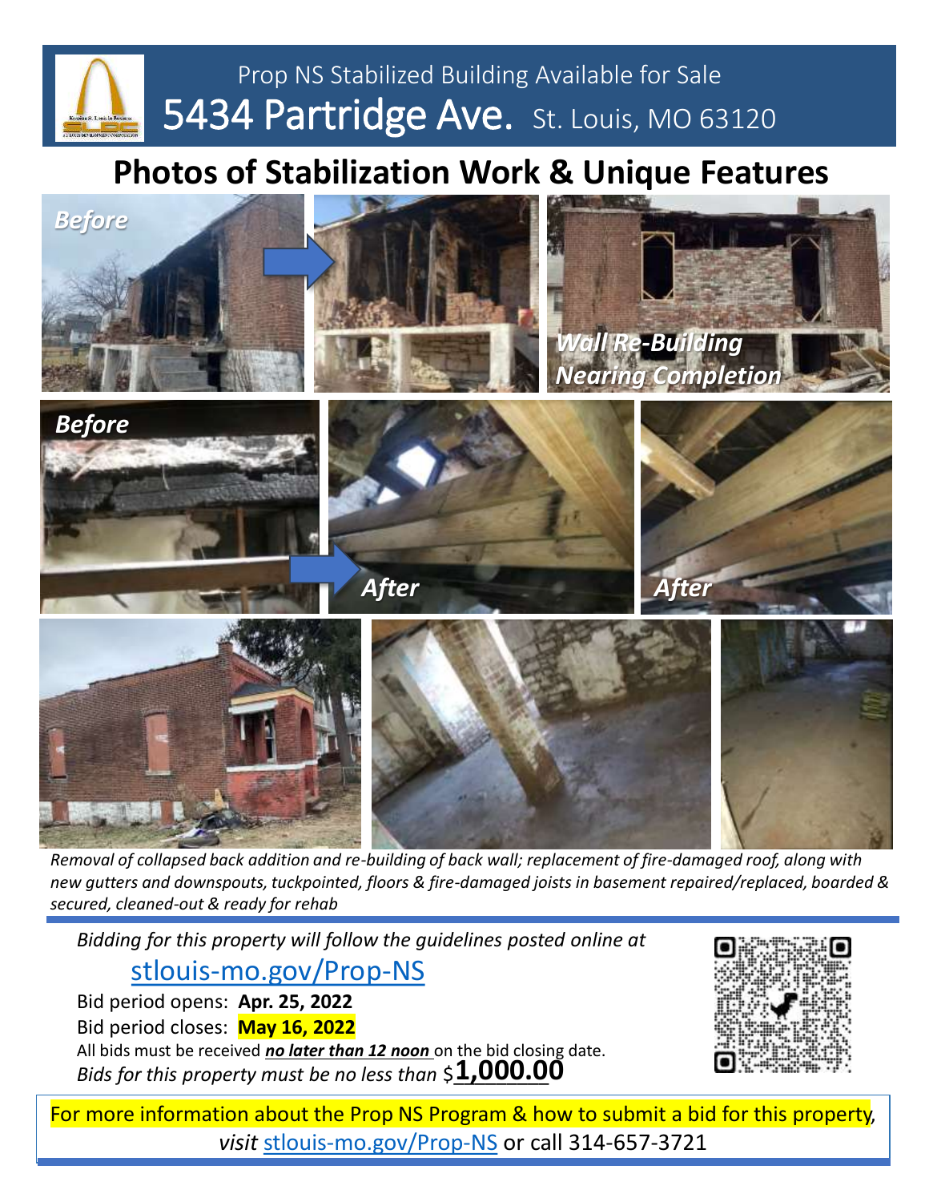Prop NS Stabilized Building Available for Sale

# 5434 Partridge Ave. St. Louis, MO 63120

## Photos of Stabilization Work & Unique Features

*Removal of collapsed back addition and re-building of back wall; replacement of fire-damaged roof, along with new gutters and downspouts, tuckpointed, floors & fire-damaged joists in basement repaired/replaced, boarded & secured, cleaned-out & ready for rehab*

*Bidding for this property will follow the guidelines posted online at*

stlouis-mo.gov/Prop-NS

Bid period opens: **Apr. 25, 2022**

Bid period closes: **May 16, 2022**

All bids must be received ***no later than 12 noon*** on the bid closing date.

*Bids for this property must be no less than* $**1,000.00**

For more information about the Prop NS Program & how to submit a bid for this property, *visit* stlouis-mo.gov/Prop-NS or call 314-657-3721